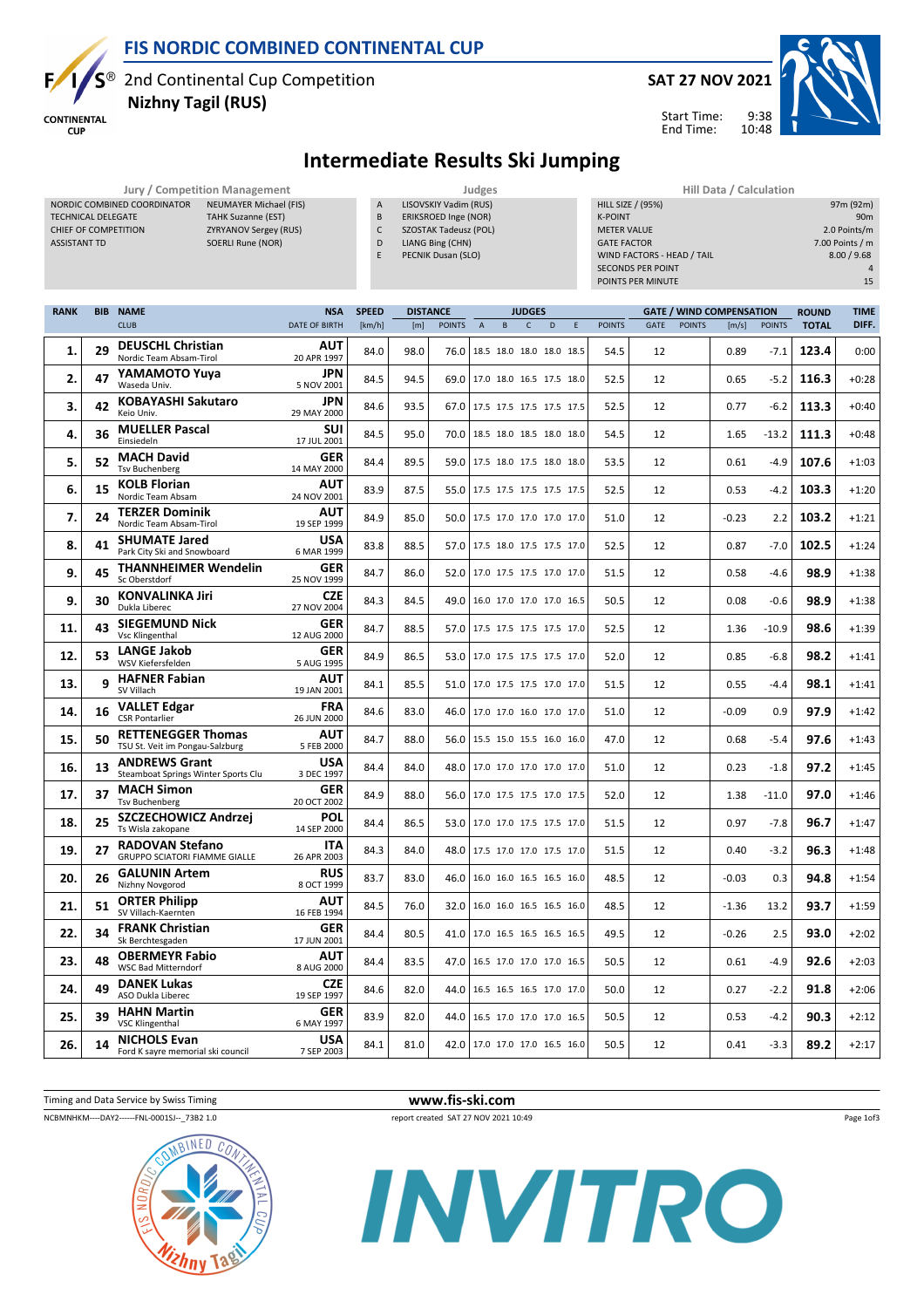# FIS NORDIC COMBINED CONTINENTAL CUP

## 2nd Continental Cup Competition
**Nizhny Tagil (RUS)**

**SAT 27 NOV 2021**

Start Time: 9:38
End Time: 10:48

# Intermediate Results Ski Jumping

| Jury / Competition Management | | Judges | | Hill Data / Calculation | |
|---|---|---|---|---|---|
| NORDIC COMBINED COORDINATOR | NEUMAYER Michael (FIS) | A | LISOVSKIY Vadim (RUS) | HILL SIZE / (95%) | 97m (92m) |
| TECHNICAL DELEGATE | TAHK Suzanne (EST) | B | ERIKSROED Inge (NOR) | K-POINT | 90m |
| CHIEF OF COMPETITION | ZYRYANOV Sergey (RUS) | C | SZOSTAK Tadeusz (POL) | METER VALUE | 2.0 Points/m |
| ASSISTANT TD | SOERLI Rune (NOR) | D | LIANG Bing (CHN) | GATE FACTOR | 7.00 Points / m |
| | | E | PECNIK Dusan (SLO) | WIND FACTORS - HEAD / TAIL | 8.00 / 9.68 |
| | | | | SECONDS PER POINT | 4 |
| | | | | POINTS PER MINUTE | 15 |

| RANK | BIB | NAME / CLUB | NSA / DATE OF BIRTH | SPEED [km/h] | DISTANCE [m] | DISTANCE POINTS | A | B | C | D | E | JUDGES POINTS | GATE | GATE POINTS | WIND [m/s] | WIND POINTS | ROUND TOTAL | TIME DIFF. |
|---|---|---|---|---|---|---|---|---|---|---|---|---|---|---|---|---|---|---|
| 1. | 29 | **DEUSCHL Christian** Nordic Team Absam-Tirol | AUT 20 APR 1997 | 84.0 | 98.0 | 76.0 | 18.5 | 18.0 | 18.0 | 18.0 | 18.5 | 54.5 | 12 | | 0.89 | -7.1 | 123.4 | 0:00 |
| 2. | 47 | **YAMAMOTO Yuya** Waseda Univ. | JPN 5 NOV 2001 | 84.5 | 94.5 | 69.0 | 17.0 | 18.0 | 16.5 | 17.5 | 18.0 | 52.5 | 12 | | 0.65 | -5.2 | 116.3 | +0:28 |
| 3. | 42 | **KOBAYASHI Sakutaro** Keio Univ. | JPN 29 MAY 2000 | 84.6 | 93.5 | 67.0 | 17.5 | 17.5 | 17.5 | 17.5 | 17.5 | 52.5 | 12 | | 0.77 | -6.2 | 113.3 | +0:40 |
| 4. | 36 | **MUELLER Pascal** Einsiedeln | SUI 17 JUL 2001 | 84.5 | 95.0 | 70.0 | 18.5 | 18.0 | 18.5 | 18.0 | 18.0 | 54.5 | 12 | | 1.65 | -13.2 | 111.3 | +0:48 |
| 5. | 52 | **MACH David** Tsv Buchenberg | GER 14 MAY 2000 | 84.4 | 89.5 | 59.0 | 17.5 | 18.0 | 17.5 | 18.0 | 18.0 | 53.5 | 12 | | 0.61 | -4.9 | 107.6 | +1:03 |
| 6. | 15 | **KOLB Florian** Nordic Team Absam | AUT 24 NOV 2001 | 83.9 | 87.5 | 55.0 | 17.5 | 17.5 | 17.5 | 17.5 | 17.5 | 52.5 | 12 | | 0.53 | -4.2 | 103.3 | +1:20 |
| 7. | 24 | **TERZER Dominik** Nordic Team Absam-Tirol | AUT 19 SEP 1999 | 84.9 | 85.0 | 50.0 | 17.5 | 17.0 | 17.0 | 17.0 | 17.0 | 51.0 | 12 | | -0.23 | 2.2 | 103.2 | +1:21 |
| 8. | 41 | **SHUMATE Jared** Park City Ski and Snowboard | USA 6 MAR 1999 | 83.8 | 88.5 | 57.0 | 17.5 | 18.0 | 17.5 | 17.5 | 17.0 | 52.5 | 12 | | 0.87 | -7.0 | 102.5 | +1:24 |
| 9. | 45 | **THANNHEIMER Wendelin** Sc Oberstdorf | GER 25 NOV 1999 | 84.7 | 86.0 | 52.0 | 17.0 | 17.5 | 17.5 | 17.0 | 17.0 | 51.5 | 12 | | 0.58 | -4.6 | 98.9 | +1:38 |
| 9. | 30 | **KONVALINKA Jiri** Dukla Liberec | CZE 27 NOV 2004 | 84.3 | 84.5 | 49.0 | 16.0 | 17.0 | 17.0 | 17.0 | 16.5 | 50.5 | 12 | | 0.08 | -0.6 | 98.9 | +1:38 |
| 11. | 43 | **SIEGEMUND Nick** Vsc Klingenthal | GER 12 AUG 2000 | 84.7 | 88.5 | 57.0 | 17.5 | 17.5 | 17.5 | 17.5 | 17.0 | 52.5 | 12 | | 1.36 | -10.9 | 98.6 | +1:39 |
| 12. | 53 | **LANGE Jakob** WSV Kiefersfelden | GER 5 AUG 1995 | 84.9 | 86.5 | 53.0 | 17.0 | 17.5 | 17.5 | 17.5 | 17.0 | 52.0 | 12 | | 0.85 | -6.8 | 98.2 | +1:41 |
| 13. | 9 | **HAFNER Fabian** SV Villach | AUT 19 JAN 2001 | 84.1 | 85.5 | 51.0 | 17.0 | 17.5 | 17.5 | 17.0 | 17.0 | 51.5 | 12 | | 0.55 | -4.4 | 98.1 | +1:41 |
| 14. | 16 | **VALLET Edgar** CSR Pontarlier | FRA 26 JUN 2000 | 84.6 | 83.0 | 46.0 | 17.0 | 17.0 | 16.0 | 17.0 | 17.0 | 51.0 | 12 | | -0.09 | 0.9 | 97.9 | +1:42 |
| 15. | 50 | **RETTENEGGER Thomas** TSU St. Veit im Pongau-Salzburg | AUT 5 FEB 2000 | 84.7 | 88.0 | 56.0 | 15.5 | 15.0 | 15.5 | 16.0 | 16.0 | 47.0 | 12 | | 0.68 | -5.4 | 97.6 | +1:43 |
| 16. | 13 | **ANDREWS Grant** Steamboat Springs Winter Sports Clu | USA 3 DEC 1997 | 84.4 | 84.0 | 48.0 | 17.0 | 17.0 | 17.0 | 17.0 | 17.0 | 51.0 | 12 | | 0.23 | -1.8 | 97.2 | +1:45 |
| 17. | 37 | **MACH Simon** Tsv Buchenberg | GER 20 OCT 2002 | 84.9 | 88.0 | 56.0 | 17.0 | 17.5 | 17.5 | 17.0 | 17.5 | 52.0 | 12 | | 1.38 | -11.0 | 97.0 | +1:46 |
| 18. | 25 | **SZCZECHOWICZ Andrzej** Ts Wisla zakopane | POL 14 SEP 2000 | 84.4 | 86.5 | 53.0 | 17.0 | 17.0 | 17.5 | 17.5 | 17.0 | 51.5 | 12 | | 0.97 | -7.8 | 96.7 | +1:47 |
| 19. | 27 | **RADOVAN Stefano** GRUPPO SCIATORI FIAMME GIALLE | ITA 26 APR 2003 | 84.3 | 84.0 | 48.0 | 17.5 | 17.0 | 17.0 | 17.5 | 17.0 | 51.5 | 12 | | 0.40 | -3.2 | 96.3 | +1:48 |
| 20. | 26 | **GALUNIN Artem** Nizhny Novgorod | RUS 8 OCT 1999 | 83.7 | 83.0 | 46.0 | 16.0 | 16.0 | 16.5 | 16.5 | 16.0 | 48.5 | 12 | | -0.03 | 0.3 | 94.8 | +1:54 |
| 21. | 51 | **ORTER Philipp** SV Villach-Kaernten | AUT 16 FEB 1994 | 84.5 | 76.0 | 32.0 | 16.0 | 16.0 | 16.5 | 16.5 | 16.0 | 48.5 | 12 | | -1.36 | 13.2 | 93.7 | +1:59 |
| 22. | 34 | **FRANK Christian** Sk Berchtesgaden | GER 17 JUN 2001 | 84.4 | 80.5 | 41.0 | 17.0 | 16.5 | 16.5 | 16.5 | 16.5 | 49.5 | 12 | | -0.26 | 2.5 | 93.0 | +2:02 |
| 23. | 48 | **OBERMEYR Fabio** WSC Bad Mitterndorf | AUT 8 AUG 2000 | 84.4 | 83.5 | 47.0 | 16.5 | 17.0 | 17.0 | 17.0 | 16.5 | 50.5 | 12 | | 0.61 | -4.9 | 92.6 | +2:03 |
| 24. | 49 | **DANEK Lukas** ASO Dukla Liberec | CZE 19 SEP 1997 | 84.6 | 82.0 | 44.0 | 16.5 | 16.5 | 16.5 | 17.0 | 17.0 | 50.0 | 12 | | 0.27 | -2.2 | 91.8 | +2:06 |
| 25. | 39 | **HAHN Martin** VSC Klingenthal | GER 6 MAY 1997 | 83.9 | 82.0 | 44.0 | 16.5 | 17.0 | 17.0 | 17.0 | 16.5 | 50.5 | 12 | | 0.53 | -4.2 | 90.3 | +2:12 |
| 26. | 14 | **NICHOLS Evan** Ford K sayre memorial ski council | USA 7 SEP 2003 | 84.1 | 81.0 | 42.0 | 17.0 | 17.0 | 17.0 | 16.5 | 16.0 | 50.5 | 12 | | 0.41 | -3.3 | 89.2 | +2:17 |

Timing and Data Service by Swiss Timing

www.fis-ski.com

NCBMNHKM----DAY2------FNL-0001SJ--_73B2 1.0 report created SAT 27 NOV 2021 10:49

INVITRO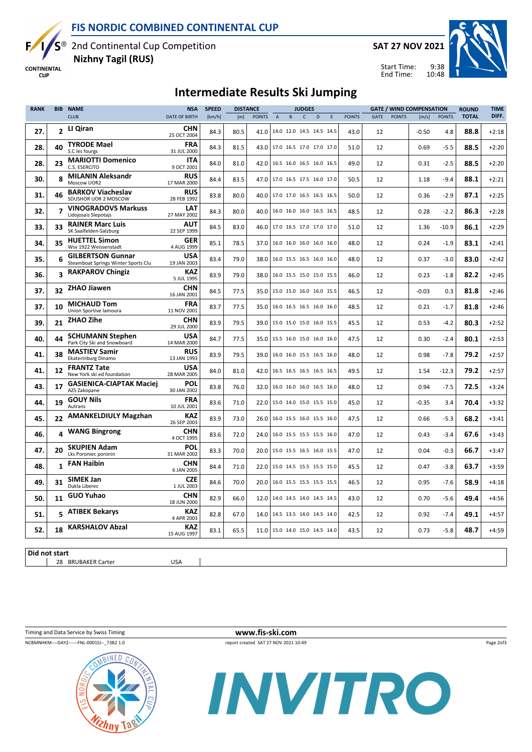# FIS NORDIC COMBINED CONTINENTAL CUP

2nd Continental Cup Competition
**Nizhny Tagil (RUS)**

**SAT 27 NOV 2021**

Start Time: 9:38
End Time: 10:48

## Intermediate Results Ski Jumping

| RANK | BIB | NAME / CLUB | NSA / DATE OF BIRTH | SPEED [km/h] | DISTANCE [m] | DISTANCE POINTS | JUDGES A | B | C | D | E | JUDGES POINTS | GATE | GATE POINTS | WIND [m/s] | WIND POINTS | ROUND TOTAL | TIME DIFF. |
|---|---|---|---|---|---|---|---|---|---|---|---|---|---|---|---|---|---|---|
| 27. | 2 | LI Qiran | CHN 25 OCT 2004 | 84.3 | 80.5 | 41.0 | 14.0 | 12.0 | 14.5 | 14.5 | 14.5 | 43.0 | 12 | | -0.50 | 4.8 | 88.8 | +2:18 |
| 28. | 40 | TYRODE Mael / S.C les fourgs | FRA 31 JUL 2000 | 84.3 | 81.5 | 43.0 | 17.0 | 16.5 | 17.0 | 17.0 | 17.0 | 51.0 | 12 | | 0.69 | -5.5 | 88.5 | +2:20 |
| 28. | 23 | MARIOTTI Domenico / C.S. ESERCITO | ITA 9 OCT 2001 | 84.0 | 81.0 | 42.0 | 16.5 | 16.0 | 16.5 | 16.0 | 16.5 | 49.0 | 12 | | 0.31 | -2.5 | 88.5 | +2:20 |
| 30. | 8 | MILANIN Aleksandr / Moscow UOR2 | RUS 17 MAR 2000 | 84.4 | 83.5 | 47.0 | 17.0 | 16.5 | 17.5 | 16.0 | 17.0 | 50.5 | 12 | | 1.18 | -9.4 | 88.1 | +2:21 |
| 31. | 46 | BARKOV Viacheslav / SDUSHOR UOR 2 MOSCOW | RUS 28 FEB 1992 | 83.8 | 80.0 | 40.0 | 17.0 | 17.0 | 16.5 | 16.5 | 16.5 | 50.0 | 12 | | 0.36 | -2.9 | 87.1 | +2:25 |
| 32. | 7 | VINOGRADOVS Markuss / Lidojosais Slepotajs | LAT 27 MAY 2002 | 84.3 | 80.0 | 40.0 | 16.0 | 16.0 | 16.0 | 16.5 | 16.5 | 48.5 | 12 | | 0.28 | -2.2 | 86.3 | +2:28 |
| 33. | 33 | RAINER Marc Luis / SK Saalfelden-Salzburg | AUT 22 SEP 1999 | 84.5 | 83.0 | 46.0 | 17.0 | 16.5 | 17.0 | 17.0 | 17.0 | 51.0 | 12 | | 1.36 | -10.9 | 86.1 | +2:29 |
| 34. | 35 | HUETTEL Simon / Wsv 1922 Weissenstadt | GER 4 AUG 1999 | 85.1 | 78.5 | 37.0 | 16.0 | 16.0 | 16.0 | 16.0 | 16.0 | 48.0 | 12 | | 0.24 | -1.9 | 83.1 | +2:41 |
| 35. | 6 | GILBERTSON Gunnar / Steamboat Springs Winter Sports Clu | USA 19 JAN 2003 | 83.4 | 79.0 | 38.0 | 16.0 | 15.5 | 16.5 | 16.0 | 16.0 | 48.0 | 12 | | 0.37 | -3.0 | 83.0 | +2:42 |
| 36. | 3 | RAKPAROV Chingiz | KAZ 5 JUL 1995 | 83.9 | 79.0 | 38.0 | 16.0 | 15.5 | 15.0 | 15.0 | 15.5 | 46.0 | 12 | | 0.23 | -1.8 | 82.2 | +2:45 |
| 37. | 32 | ZHAO Jiawen | CHN 16 JAN 2001 | 84.5 | 77.5 | 35.0 | 15.0 | 15.0 | 16.0 | 16.0 | 15.5 | 46.5 | 12 | | -0.03 | 0.3 | 81.8 | +2:46 |
| 37. | 10 | MICHAUD Tom / Union Sportive lamoura | FRA 11 NOV 2001 | 83.7 | 77.5 | 35.0 | 16.0 | 16.5 | 16.5 | 16.0 | 16.0 | 48.5 | 12 | | 0.21 | -1.7 | 81.8 | +2:46 |
| 39. | 21 | ZHAO Zihe | CHN 29 JUL 2000 | 83.9 | 79.5 | 39.0 | 15.0 | 15.0 | 15.0 | 16.0 | 15.5 | 45.5 | 12 | | 0.53 | -4.2 | 80.3 | +2:52 |
| 40. | 44 | SCHUMANN Stephen / Park City Ski and Snowboard | USA 14 MAR 2000 | 84.7 | 77.5 | 35.0 | 15.5 | 16.0 | 15.0 | 16.0 | 16.0 | 47.5 | 12 | | 0.30 | -2.4 | 80.1 | +2:53 |
| 41. | 38 | MASTIEV Samir / Ekaterinburg Dinamo | RUS 13 JAN 1993 | 83.9 | 79.5 | 39.0 | 16.0 | 16.0 | 15.5 | 16.5 | 16.0 | 48.0 | 12 | | 0.98 | -7.8 | 79.2 | +2:57 |
| 41. | 12 | FRANTZ Tate / New York ski ed foundation | USA 28 MAR 2005 | 84.0 | 81.0 | 42.0 | 16.5 | 16.5 | 16.5 | 16.5 | 16.5 | 49.5 | 12 | | 1.54 | -12.3 | 79.2 | +2:57 |
| 43. | 17 | GASIENICA-CIAPTAK Maciej / AZS Zakopane | POL 30 JAN 2002 | 83.8 | 76.0 | 32.0 | 16.0 | 16.0 | 16.0 | 16.5 | 16.0 | 48.0 | 12 | | 0.94 | -7.5 | 72.5 | +3:24 |
| 44. | 19 | GOUY Nils / Autrans | FRA 10 JUL 2001 | 83.6 | 71.0 | 22.0 | 15.0 | 14.0 | 15.0 | 15.5 | 15.0 | 45.0 | 12 | | -0.35 | 3.4 | 70.4 | +3:32 |
| 45. | 22 | AMANKELDIULY Magzhan | KAZ 26 SEP 2003 | 83.9 | 73.0 | 26.0 | 16.0 | 15.5 | 16.0 | 15.5 | 16.0 | 47.5 | 12 | | 0.66 | -5.3 | 68.2 | +3:41 |
| 46. | 4 | WANG Bingrong | CHN 4 OCT 1995 | 83.6 | 72.0 | 24.0 | 16.0 | 15.5 | 15.5 | 15.5 | 16.0 | 47.0 | 12 | | 0.43 | -3.4 | 67.6 | +3:43 |
| 47. | 20 | SKUPIEN Adam / Lks Poroniec poronin | POL 31 MAR 2002 | 83.3 | 70.0 | 20.0 | 15.0 | 15.5 | 16.5 | 16.0 | 15.5 | 47.0 | 12 | | 0.04 | -0.3 | 66.7 | +3:47 |
| 48. | 1 | FAN Haibin | CHN 6 JAN 2005 | 84.4 | 71.0 | 22.0 | 15.0 | 14.5 | 15.5 | 15.5 | 15.0 | 45.5 | 12 | | 0.47 | -3.8 | 63.7 | +3:59 |
| 49. | 31 | SIMEK Jan / Dukla Liberec | CZE 1 JUL 2003 | 84.6 | 70.0 | 20.0 | 16.0 | 15.5 | 15.5 | 15.5 | 15.5 | 46.5 | 12 | | 0.95 | -7.6 | 58.9 | +4:18 |
| 50. | 11 | GUO Yuhao | CHN 18 JUN 2000 | 82.9 | 66.0 | 12.0 | 14.0 | 14.5 | 14.0 | 14.5 | 14.5 | 43.0 | 12 | | 0.70 | -5.6 | 49.4 | +4:56 |
| 51. | 5 | ATIBEK Bekarys | KAZ 4 APR 2003 | 82.8 | 67.0 | 14.0 | 14.5 | 13.5 | 14.0 | 14.5 | 14.0 | 42.5 | 12 | | 0.92 | -7.4 | 49.1 | +4:57 |
| 52. | 18 | KARSHALOV Abzal | KAZ 15 AUG 1997 | 83.1 | 65.5 | 11.0 | 15.0 | 14.0 | 15.0 | 14.5 | 14.0 | 43.5 | 12 | | 0.73 | -5.8 | 48.7 | +4:59 |

**Did not start**

| BIB | NAME | NSA |
|---|---|---|
| 28 | BRUBAKER Carter | USA |

Timing and Data Service by Swiss Timing — www.fis-ski.com

NCBMNHKM----DAY2------FNL-0001SJ--_73B2 1.0 — report created SAT 27 NOV 2021 10:49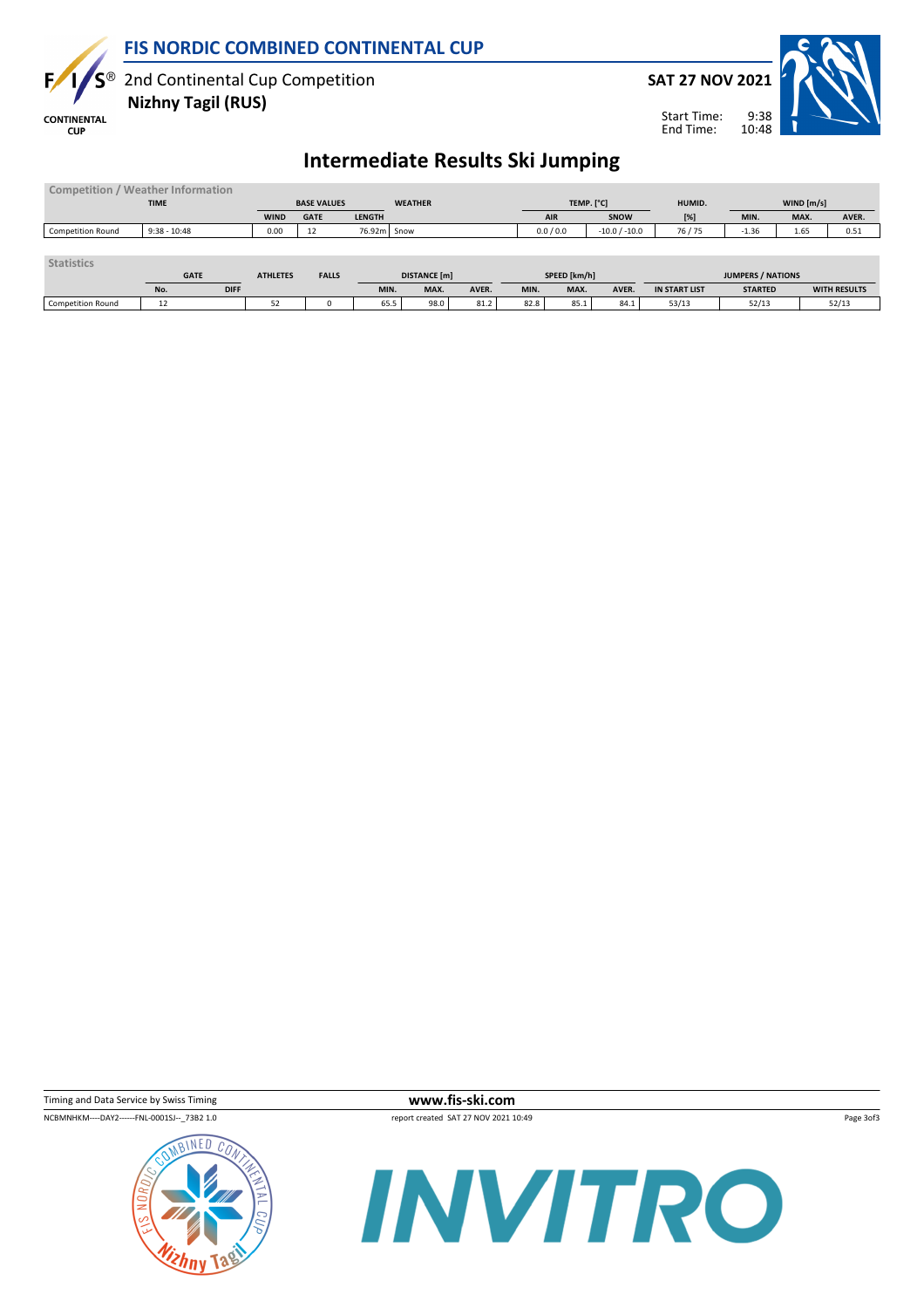# FIS NORDIC COMBINED CONTINENTAL CUP

2nd Continental Cup Competition

**Nizhny Tagil (RUS)**

**SAT 27 NOV 2021**

Start Time: 9:38
End Time: 10:48

## Intermediate Results Ski Jumping

### Competition / Weather Information

| | TIME | BASE VALUES | | | WEATHER | TEMP. [°C] | | HUMID. | WIND [m/s] | | |
|---|---|---|---|---|---|---|---|---|---|---|---|
| | | WIND | GATE | LENGTH | | AIR | SNOW | [%] | MIN. | MAX. | AVER. |
| Competition Round | 9:38 - 10:48 | 0.00 | 12 | 76.92m | Snow | 0.0 / 0.0 | -10.0 / -10.0 | 76 / 75 | -1.36 | 1.65 | 0.51 |

### Statistics

| | GATE | | ATHLETES | FALLS | DISTANCE [m] | | | SPEED [km/h] | | | JUMPERS / NATIONS | | |
|---|---|---|---|---|---|---|---|---|---|---|---|---|---|
| | No. | DIFF | | | MIN. | MAX. | AVER. | MIN. | MAX. | AVER. | IN START LIST | STARTED | WITH RESULTS |
| Competition Round | 12 | | 52 | 0 | 65.5 | 98.0 | 81.2 | 82.8 | 85.1 | 84.1 | 53/13 | 52/13 | 52/13 |

Timing and Data Service by Swiss Timing

www.fis-ski.com

NCBMNHKM----DAY2------FNL-0001SJ--_73B2 1.0

report created SAT 27 NOV 2021 10:49